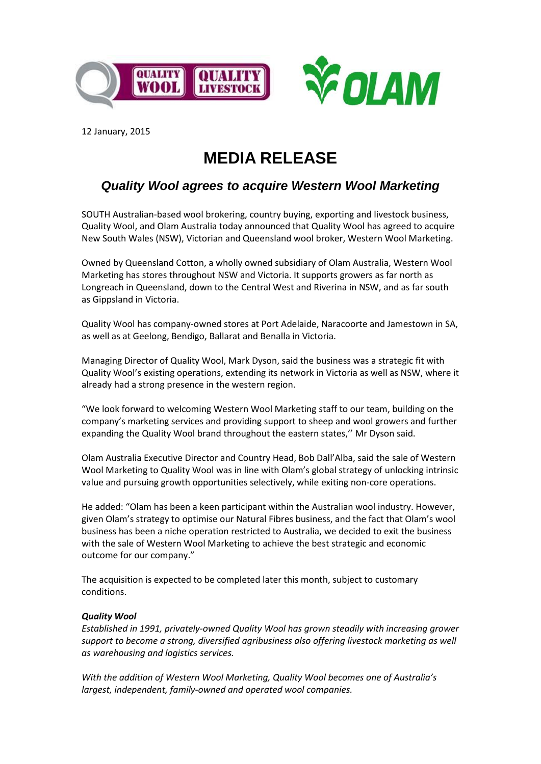12 January, 2015

# MEDIA RELEASE

## *Quality Wool agrees to acquire Western Wool Marketing*

SOUTH Australian-based wool brokering, country buying, exporting and livestock business, Quality Wool, and Olam Australia today announced that Quality Wool has agreed to acquire New South Wales (NSW), Victorian and Queensland wool broker, Western Wool Marketing.

Owned by Queensland Cotton, a wholly owned subsidiary of Olam Australia, Western Wool Marketing has stores throughout NSW and Victoria. It supports growers as far north as Longreach in Queensland, down to the Central West and Riverina in NSW, and as far south as Gippsland in Victoria.

Quality Wool has company-owned stores at Port Adelaide, Naracoorte and Jamestown in SA, as well as at Geelong, Bendigo, Ballarat and Benalla in Victoria.

Managing Director of Quality Wool, Mark Dyson, said the business was a strategic fit with Quality Wool's existing operations, extending its network in Victoria as well as NSW, where it already had a strong presence in the western region.

"We look forward to welcoming Western Wool Marketing staff to our team, building on the company's marketing services and providing support to sheep and wool growers and further expanding the Quality Wool brand throughout the eastern states,'' Mr Dyson said.

Olam Australia Executive Director and Country Head, Bob Dall'Alba, said the sale of Western Wool Marketing to Quality Wool was in line with Olam's global strategy of unlocking intrinsic value and pursuing growth opportunities selectively, while exiting non-core operations.

He added: "Olam has been a keen participant within the Australian wool industry. However, given Olam's strategy to optimise our Natural Fibres business, and the fact that Olam's wool business has been a niche operation restricted to Australia, we decided to exit the business with the sale of Western Wool Marketing to achieve the best strategic and economic outcome for our company."

The acquisition is expected to be completed later this month, subject to customary conditions.

***Quality Wool***

*Established in 1991, privately-owned Quality Wool has grown steadily with increasing grower support to become a strong, diversified agribusiness also offering livestock marketing as well as warehousing and logistics services.*

*With the addition of Western Wool Marketing, Quality Wool becomes one of Australia's largest, independent, family-owned and operated wool companies.*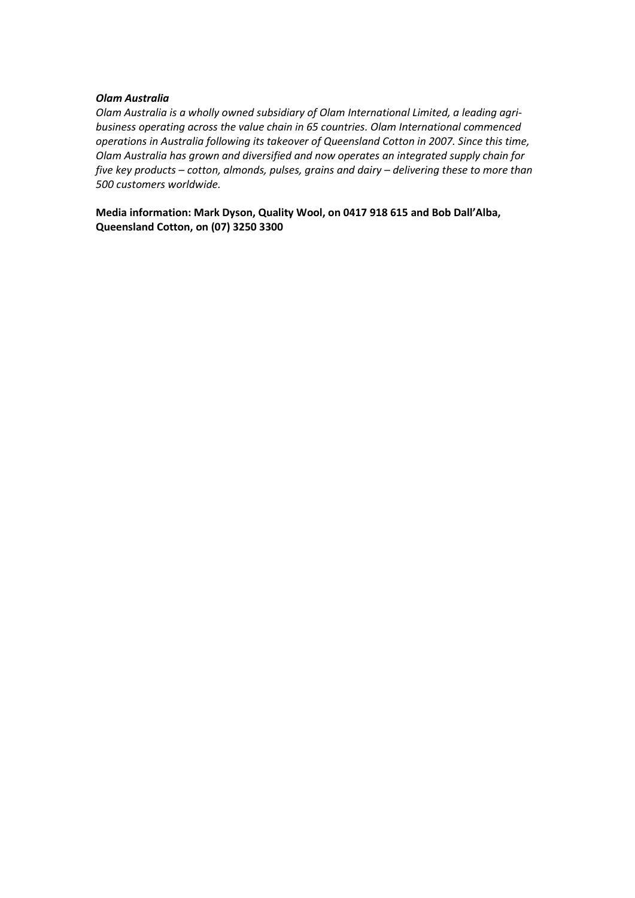***Olam Australia***

*Olam Australia is a wholly owned subsidiary of Olam International Limited, a leading agri-business operating across the value chain in 65 countries. Olam International commenced operations in Australia following its takeover of Queensland Cotton in 2007. Since this time, Olam Australia has grown and diversified and now operates an integrated supply chain for five key products – cotton, almonds, pulses, grains and dairy – delivering these to more than 500 customers worldwide.*

**Media information: Mark Dyson, Quality Wool, on 0417 918 615 and Bob Dall'Alba, Queensland Cotton, on (07) 3250 3300**